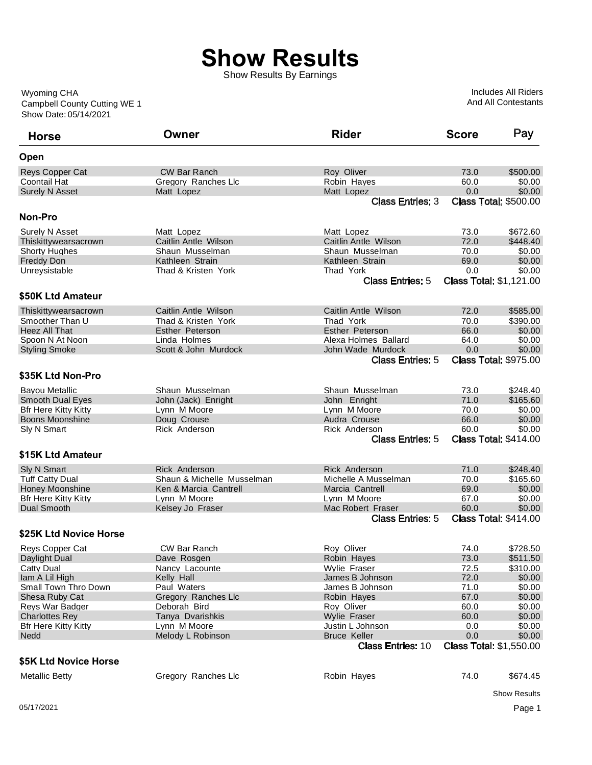# Show Results

Show Results By Earnings

Wyoming CHA
Campbell County Cutting WE 1
Show Date: 05/14/2021

Includes All Riders
And All Contestants

| Horse | Owner | Rider | Score | Pay |
|---|---|---|---|---|
| **Open** | | | | |
| Reys Copper Cat | CW Bar Ranch | Roy Oliver | 73.0 | $500.00 |
| Coontail Hat | Gregory Ranches Llc | Robin Hayes | 60.0 | $0.00 |
| Surely N Asset | Matt Lopez | Matt Lopez | 0.0 | $0.00 |
| | | Class Entries: 3 | | Class Total: $500.00 |
| **Non-Pro** | | | | |
| Surely N Asset | Matt Lopez | Matt Lopez | 73.0 | $672.60 |
| Thiskittywearsacrown | Caitlin Antle Wilson | Caitlin Antle Wilson | 72.0 | $448.40 |
| Shorty Hughes | Shaun Musselman | Shaun Musselman | 70.0 | $0.00 |
| Freddy Don | Kathleen Strain | Kathleen Strain | 69.0 | $0.00 |
| Unreysistable | Thad & Kristen York | Thad York | 0.0 | $0.00 |
| | | Class Entries: 5 | | Class Total: $1,121.00 |
| **$50K Ltd Amateur** | | | | |
| Thiskittywearsacrown | Caitlin Antle Wilson | Caitlin Antle Wilson | 72.0 | $585.00 |
| Smoother Than U | Thad & Kristen York | Thad York | 70.0 | $390.00 |
| Heez All That | Esther Peterson | Esther Peterson | 66.0 | $0.00 |
| Spoon N At Noon | Linda Holmes | Alexa Holmes Ballard | 64.0 | $0.00 |
| Styling Smoke | Scott & John Murdock | John Wade Murdock | 0.0 | $0.00 |
| | | Class Entries: 5 | | Class Total: $975.00 |
| **$35K Ltd Non-Pro** | | | | |
| Bayou Metallic | Shaun Musselman | Shaun Musselman | 73.0 | $248.40 |
| Smooth Dual Eyes | John (Jack) Enright | John Enright | 71.0 | $165.60 |
| Bfr Here Kitty Kitty | Lynn M Moore | Lynn M Moore | 70.0 | $0.00 |
| Boons Moonshine | Doug Crouse | Audra Crouse | 66.0 | $0.00 |
| Sly N Smart | Rick Anderson | Rick Anderson | 60.0 | $0.00 |
| | | Class Entries: 5 | | Class Total: $414.00 |
| **$15K Ltd Amateur** | | | | |
| Sly N Smart | Rick Anderson | Rick Anderson | 71.0 | $248.40 |
| Tuff Catty Dual | Shaun & Michelle Musselman | Michelle A Musselman | 70.0 | $165.60 |
| Honey Moonshine | Ken & Marcia Cantrell | Marcia Cantrell | 69.0 | $0.00 |
| Bfr Here Kitty Kitty | Lynn M Moore | Lynn M Moore | 67.0 | $0.00 |
| Dual Smooth | Kelsey Jo Fraser | Mac Robert Fraser | 60.0 | $0.00 |
| | | Class Entries: 5 | | Class Total: $414.00 |
| **$25K Ltd Novice Horse** | | | | |
| Reys Copper Cat | CW Bar Ranch | Roy Oliver | 74.0 | $728.50 |
| Daylight Dual | Dave Rosgen | Robin Hayes | 73.0 | $511.50 |
| Catty Dual | Nancy Lacounte | Wylie Fraser | 72.5 | $310.00 |
| Iam A Lil High | Kelly Hall | James B Johnson | 72.0 | $0.00 |
| Small Town Thro Down | Paul Waters | James B Johnson | 71.0 | $0.00 |
| Shesa Ruby Cat | Gregory Ranches Llc | Robin Hayes | 67.0 | $0.00 |
| Reys War Badger | Deborah Bird | Roy Oliver | 60.0 | $0.00 |
| Charlottes Rey | Tanya Dvarishkis | Wylie Fraser | 60.0 | $0.00 |
| Bfr Here Kitty Kitty | Lynn M Moore | Justin L Johnson | 0.0 | $0.00 |
| Nedd | Melody L Robinson | Bruce Keller | 0.0 | $0.00 |
| | | Class Entries: 10 | | Class Total: $1,550.00 |
| **$5K Ltd Novice Horse** | | | | |
| Metallic Betty | Gregory Ranches Llc | Robin Hayes | 74.0 | $674.45 |

05/17/2021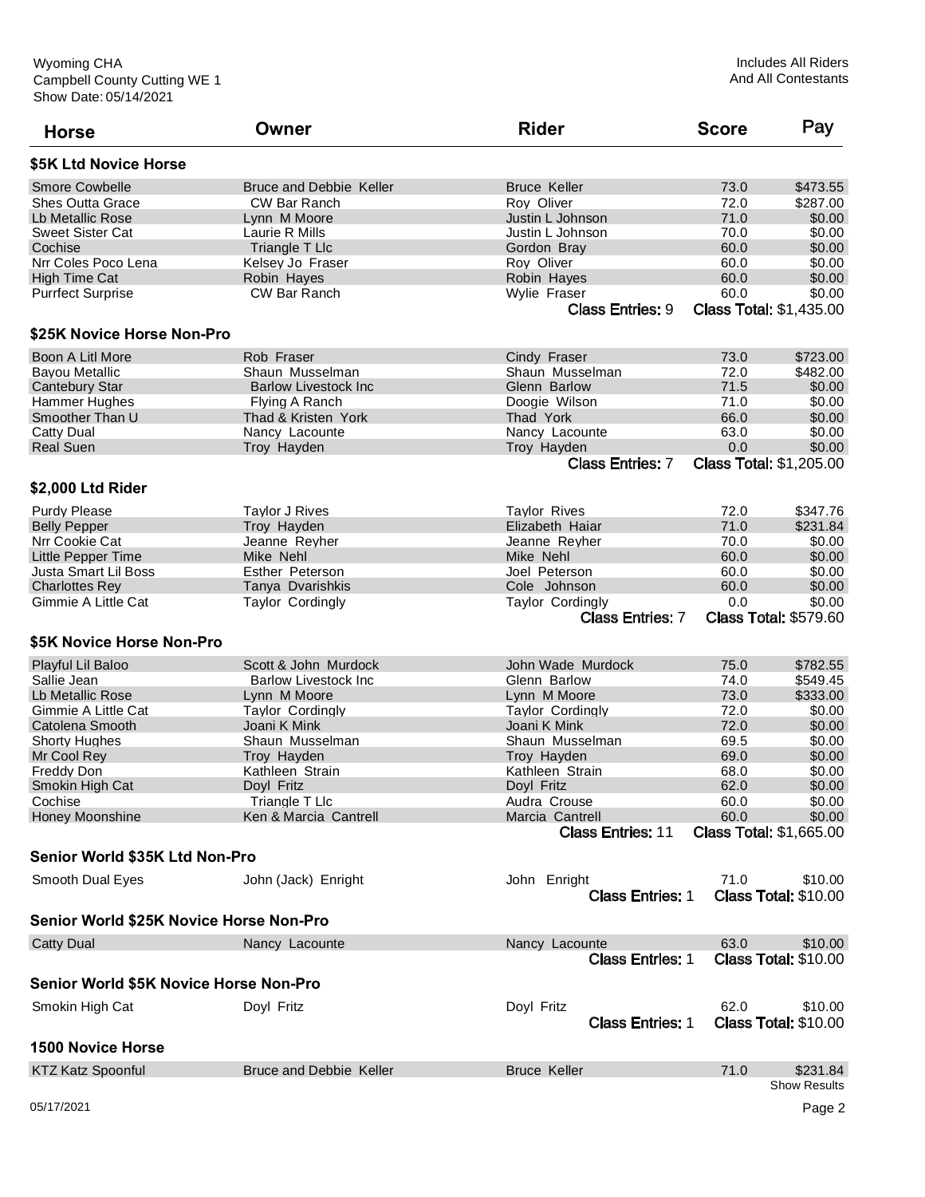Wyoming CHA
Campbell County Cutting WE 1
Show Date: 05/14/2021

Includes All Riders
And All Contestants

| Horse | Owner | Rider | Score | Pay |
|---|---|---|---|---|

### $5K Ltd Novice Horse

| Horse | Owner | Rider | Score | Pay |
|---|---|---|---|---|
| Smore Cowbelle | Bruce and Debbie Keller | Bruce Keller | 73.0 | $473.55 |
| Shes Outta Grace | CW Bar Ranch | Roy Oliver | 72.0 | $287.00 |
| Lb Metallic Rose | Lynn M Moore | Justin L Johnson | 71.0 | $0.00 |
| Sweet Sister Cat | Laurie R Mills | Justin L Johnson | 70.0 | $0.00 |
| Cochise | Triangle T Llc | Gordon Bray | 60.0 | $0.00 |
| Nrr Coles Poco Lena | Kelsey Jo Fraser | Roy Oliver | 60.0 | $0.00 |
| High Time Cat | Robin Hayes | Robin Hayes | 60.0 | $0.00 |
| Purrfect Surprise | CW Bar Ranch | Wylie Fraser | 60.0 | $0.00 |
| | | Class Entries: 9 | Class Total: $1,435.00 | |

### $25K Novice Horse Non-Pro

| Horse | Owner | Rider | Score | Pay |
|---|---|---|---|---|
| Boon A Litl More | Rob Fraser | Cindy Fraser | 73.0 | $723.00 |
| Bayou Metallic | Shaun Musselman | Shaun Musselman | 72.0 | $482.00 |
| Cantebury Star | Barlow Livestock Inc | Glenn Barlow | 71.5 | $0.00 |
| Hammer Hughes | Flying A Ranch | Doogie Wilson | 71.0 | $0.00 |
| Smoother Than U | Thad & Kristen York | Thad York | 66.0 | $0.00 |
| Catty Dual | Nancy Lacounte | Nancy Lacounte | 63.0 | $0.00 |
| Real Suen | Troy Hayden | Troy Hayden | 0.0 | $0.00 |
| | | Class Entries: 7 | Class Total: $1,205.00 | |

### $2,000 Ltd Rider

| Horse | Owner | Rider | Score | Pay |
|---|---|---|---|---|
| Purdy Please | Taylor J Rives | Taylor Rives | 72.0 | $347.76 |
| Belly Pepper | Troy Hayden | Elizabeth Haiar | 71.0 | $231.84 |
| Nrr Cookie Cat | Jeanne Reyher | Jeanne Reyher | 70.0 | $0.00 |
| Little Pepper Time | Mike Nehl | Mike Nehl | 60.0 | $0.00 |
| Justa Smart Lil Boss | Esther Peterson | Joel Peterson | 60.0 | $0.00 |
| Charlottes Rey | Tanya Dvarishkis | Cole Johnson | 60.0 | $0.00 |
| Gimmie A Little Cat | Taylor Cordingly | Taylor Cordingly | 0.0 | $0.00 |
| | | Class Entries: 7 | Class Total: $579.60 | |

### $5K Novice Horse Non-Pro

| Horse | Owner | Rider | Score | Pay |
|---|---|---|---|---|
| Playful Lil Baloo | Scott & John Murdock | John Wade Murdock | 75.0 | $782.55 |
| Sallie Jean | Barlow Livestock Inc | Glenn Barlow | 74.0 | $549.45 |
| Lb Metallic Rose | Lynn M Moore | Lynn M Moore | 73.0 | $333.00 |
| Gimmie A Little Cat | Taylor Cordingly | Taylor Cordingly | 72.0 | $0.00 |
| Catolena Smooth | Joani K Mink | Joani K Mink | 72.0 | $0.00 |
| Shorty Hughes | Shaun Musselman | Shaun Musselman | 69.5 | $0.00 |
| Mr Cool Rey | Troy Hayden | Troy Hayden | 69.0 | $0.00 |
| Freddy Don | Kathleen Strain | Kathleen Strain | 68.0 | $0.00 |
| Smokin High Cat | Doyl Fritz | Doyl Fritz | 62.0 | $0.00 |
| Cochise | Triangle T Llc | Audra Crouse | 60.0 | $0.00 |
| Honey Moonshine | Ken & Marcia Cantrell | Marcia Cantrell | 60.0 | $0.00 |
| | | Class Entries: 11 | Class Total: $1,665.00 | |

### Senior World $35K Ltd Non-Pro

| Horse | Owner | Rider | Score | Pay |
|---|---|---|---|---|
| Smooth Dual Eyes | John (Jack) Enright | John Enright | 71.0 | $10.00 |
| | | Class Entries: 1 | Class Total: $10.00 | |

### Senior World $25K Novice Horse Non-Pro

| Horse | Owner | Rider | Score | Pay |
|---|---|---|---|---|
| Catty Dual | Nancy Lacounte | Nancy Lacounte | 63.0 | $10.00 |
| | | Class Entries: 1 | Class Total: $10.00 | |

### Senior World $5K Novice Horse Non-Pro

| Horse | Owner | Rider | Score | Pay |
|---|---|---|---|---|
| Smokin High Cat | Doyl Fritz | Doyl Fritz | 62.0 | $10.00 |
| | | Class Entries: 1 | Class Total: $10.00 | |

### 1500 Novice Horse

| Horse | Owner | Rider | Score | Pay |
|---|---|---|---|---|
| KTZ Katz Spoonful | Bruce and Debbie Keller | Bruce Keller | 71.0 | $231.84 |

Show Results

05/17/2021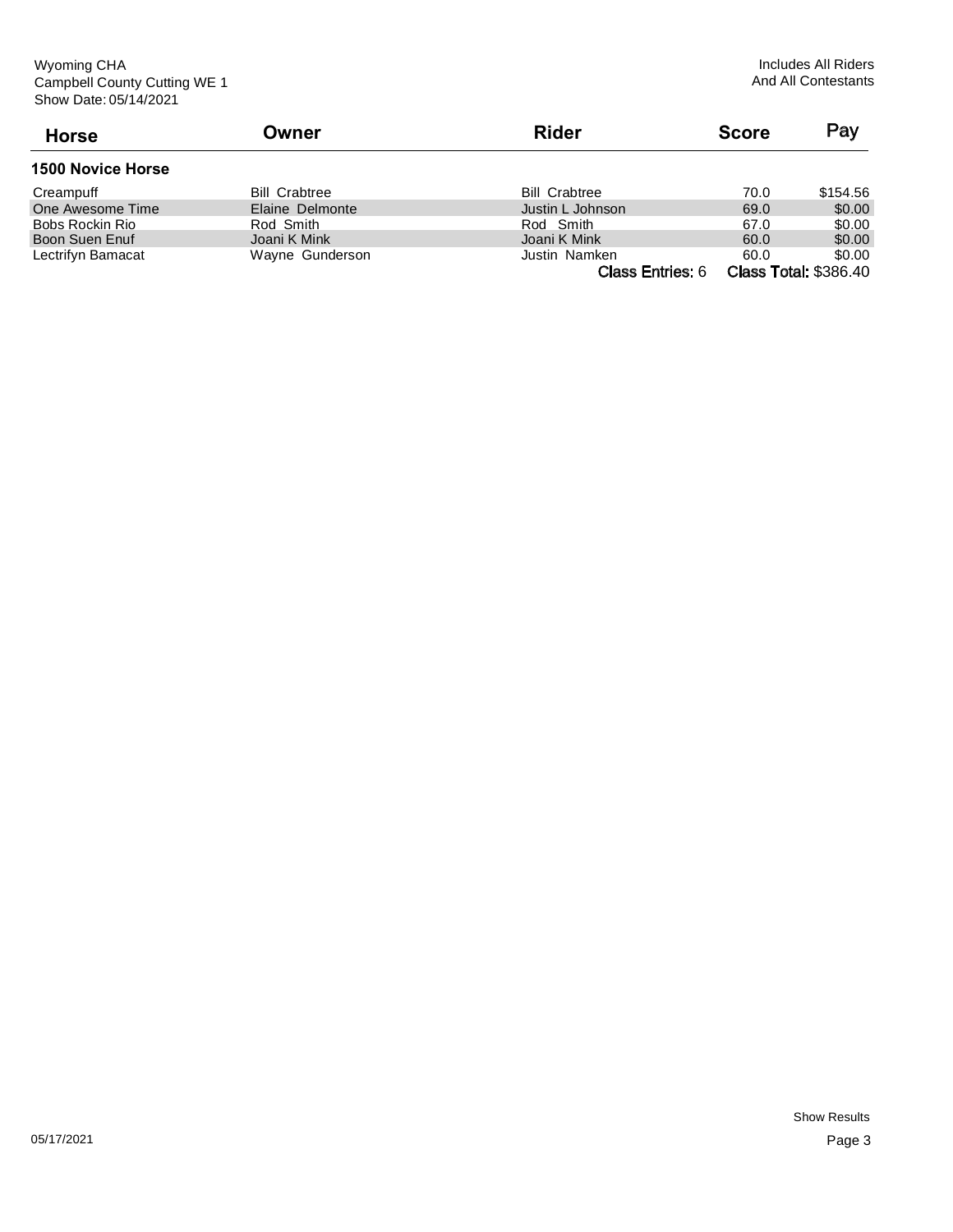Wyoming CHA
Campbell County Cutting WE 1
Show Date: 05/14/2021

Includes All Riders
And All Contestants

| Horse | Owner | Rider | Score | Pay |
|---|---|---|---|---|
| **1500 Novice Horse** | | | | |
| Creampuff | Bill Crabtree | Bill Crabtree | 70.0 | $154.56 |
| One Awesome Time | Elaine Delmonte | Justin L Johnson | 69.0 | $0.00 |
| Bobs Rockin Rio | Rod Smith | Rod Smith | 67.0 | $0.00 |
| Boon Suen Enuf | Joani K Mink | Joani K Mink | 60.0 | $0.00 |
| Lectrifyn Bamacat | Wayne Gunderson | Justin Namken | 60.0 | $0.00 |
| | | Class Entries: 6 | Class Total: $386.40 | |

Show Results

05/17/2021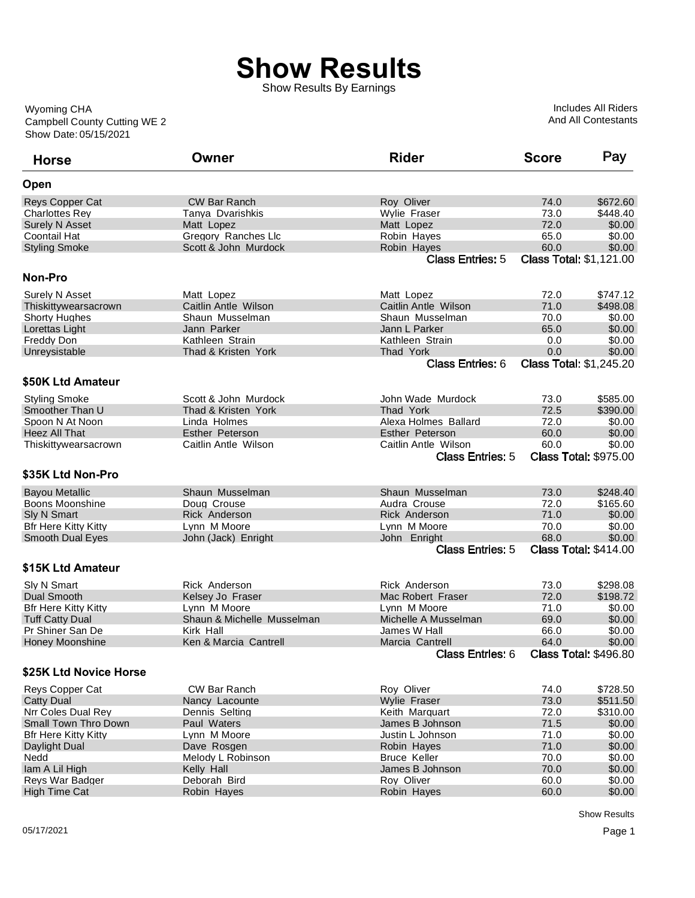# Show Results

Show Results By Earnings

Wyoming CHA
Campbell County Cutting WE 2
Show Date: 05/15/2021

Includes All Riders
And All Contestants

| Horse | Owner | Rider | Score | Pay |
|---|---|---|---|---|
| **Open** | | | | |
| Reys Copper Cat | CW Bar Ranch | Roy Oliver | 74.0 | $672.60 |
| Charlottes Rey | Tanya Dvarishkis | Wylie Fraser | 73.0 | $448.40 |
| Surely N Asset | Matt Lopez | Matt Lopez | 72.0 | $0.00 |
| Coontail Hat | Gregory Ranches Llc | Robin Hayes | 65.0 | $0.00 |
| Styling Smoke | Scott & John Murdock | Robin Hayes | 60.0 | $0.00 |
| | | Class Entries: 5 | Class Total: $1,121.00 | |
| **Non-Pro** | | | | |
| Surely N Asset | Matt Lopez | Matt Lopez | 72.0 | $747.12 |
| Thiskittywearsacrown | Caitlin Antle Wilson | Caitlin Antle Wilson | 71.0 | $498.08 |
| Shorty Hughes | Shaun Musselman | Shaun Musselman | 70.0 | $0.00 |
| Lorettas Light | Jann Parker | Jann L Parker | 65.0 | $0.00 |
| Freddy Don | Kathleen Strain | Kathleen Strain | 0.0 | $0.00 |
| Unreysistable | Thad & Kristen York | Thad York | 0.0 | $0.00 |
| | | Class Entries: 6 | Class Total: $1,245.20 | |
| **$50K Ltd Amateur** | | | | |
| Styling Smoke | Scott & John Murdock | John Wade Murdock | 73.0 | $585.00 |
| Smoother Than U | Thad & Kristen York | Thad York | 72.5 | $390.00 |
| Spoon N At Noon | Linda Holmes | Alexa Holmes Ballard | 72.0 | $0.00 |
| Heez All That | Esther Peterson | Esther Peterson | 60.0 | $0.00 |
| Thiskittywearsacrown | Caitlin Antle Wilson | Caitlin Antle Wilson | 60.0 | $0.00 |
| | | Class Entries: 5 | Class Total: $975.00 | |
| **$35K Ltd Non-Pro** | | | | |
| Bayou Metallic | Shaun Musselman | Shaun Musselman | 73.0 | $248.40 |
| Boons Moonshine | Doug Crouse | Audra Crouse | 72.0 | $165.60 |
| Sly N Smart | Rick Anderson | Rick Anderson | 71.0 | $0.00 |
| Bfr Here Kitty Kitty | Lynn M Moore | Lynn M Moore | 70.0 | $0.00 |
| Smooth Dual Eyes | John (Jack) Enright | John Enright | 68.0 | $0.00 |
| | | Class Entries: 5 | Class Total: $414.00 | |
| **$15K Ltd Amateur** | | | | |
| Sly N Smart | Rick Anderson | Rick Anderson | 73.0 | $298.08 |
| Dual Smooth | Kelsey Jo Fraser | Mac Robert Fraser | 72.0 | $198.72 |
| Bfr Here Kitty Kitty | Lynn M Moore | Lynn M Moore | 71.0 | $0.00 |
| Tuff Catty Dual | Shaun & Michelle Musselman | Michelle A Musselman | 69.0 | $0.00 |
| Pr Shiner San De | Kirk Hall | James W Hall | 66.0 | $0.00 |
| Honey Moonshine | Ken & Marcia Cantrell | Marcia Cantrell | 64.0 | $0.00 |
| | | Class Entries: 6 | Class Total: $496.80 | |
| **$25K Ltd Novice Horse** | | | | |
| Reys Copper Cat | CW Bar Ranch | Roy Oliver | 74.0 | $728.50 |
| Catty Dual | Nancy Lacounte | Wylie Fraser | 73.0 | $511.50 |
| Nrr Coles Dual Rey | Dennis Selting | Keith Marquart | 72.0 | $310.00 |
| Small Town Thro Down | Paul Waters | James B Johnson | 71.5 | $0.00 |
| Bfr Here Kitty Kitty | Lynn M Moore | Justin L Johnson | 71.0 | $0.00 |
| Daylight Dual | Dave Rosgen | Robin Hayes | 71.0 | $0.00 |
| Nedd | Melody L Robinson | Bruce Keller | 70.0 | $0.00 |
| Iam A Lil High | Kelly Hall | James B Johnson | 70.0 | $0.00 |
| Reys War Badger | Deborah Bird | Roy Oliver | 60.0 | $0.00 |
| High Time Cat | Robin Hayes | Robin Hayes | 60.0 | $0.00 |

05/17/2021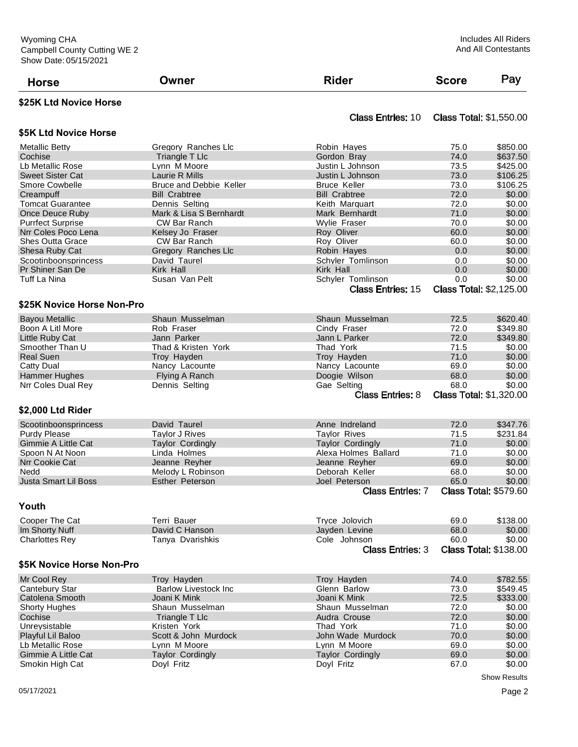Wyoming CHA
Campbell County Cutting WE 2
Show Date: 05/15/2021

Includes All Riders And All Contestants

| Horse | Owner | Rider | Score | Pay |
|---|---|---|---|---|

### $25K Ltd Novice Horse

Class Entries: 10 Class Total: $1,550.00

### $5K Ltd Novice Horse

| Horse | Owner | Rider | Score | Pay |
|---|---|---|---|---|
| Metallic Betty | Gregory Ranches Llc | Robin Hayes | 75.0 | $850.00 |
| Cochise | Triangle T Llc | Gordon Bray | 74.0 | $637.50 |
| Lb Metallic Rose | Lynn M Moore | Justin L Johnson | 73.5 | $425.00 |
| Sweet Sister Cat | Laurie R Mills | Justin L Johnson | 73.0 | $106.25 |
| Smore Cowbelle | Bruce and Debbie Keller | Bruce Keller | 73.0 | $106.25 |
| Creampuff | Bill Crabtree | Bill Crabtree | 72.0 | $0.00 |
| Tomcat Guarantee | Dennis Selting | Keith Marquart | 72.0 | $0.00 |
| Once Deuce Ruby | Mark & Lisa S Bernhardt | Mark Bernhardt | 71.0 | $0.00 |
| Purrfect Surprise | CW Bar Ranch | Wylie Fraser | 70.0 | $0.00 |
| Nrr Coles Poco Lena | Kelsey Jo Fraser | Roy Oliver | 60.0 | $0.00 |
| Shes Outta Grace | CW Bar Ranch | Roy Oliver | 60.0 | $0.00 |
| Shesa Ruby Cat | Gregory Ranches Llc | Robin Hayes | 0.0 | $0.00 |
| Scootinboonsprincess | David Taurel | Schyler Tomlinson | 0.0 | $0.00 |
| Pr Shiner San De | Kirk Hall | Kirk Hall | 0.0 | $0.00 |
| Tuff La Nina | Susan Van Pelt | Schyler Tomlinson | 0.0 | $0.00 |

Class Entries: 15 Class Total: $2,125.00

### $25K Novice Horse Non-Pro

| Horse | Owner | Rider | Score | Pay |
|---|---|---|---|---|
| Bayou Metallic | Shaun Musselman | Shaun Musselman | 72.5 | $620.40 |
| Boon A Litl More | Rob Fraser | Cindy Fraser | 72.0 | $349.80 |
| Little Ruby Cat | Jann Parker | Jann L Parker | 72.0 | $349.80 |
| Smoother Than U | Thad & Kristen York | Thad York | 71.5 | $0.00 |
| Real Suen | Troy Hayden | Troy Hayden | 71.0 | $0.00 |
| Catty Dual | Nancy Lacounte | Nancy Lacounte | 69.0 | $0.00 |
| Hammer Hughes | Flying A Ranch | Doogie Wilson | 68.0 | $0.00 |
| Nrr Coles Dual Rey | Dennis Selting | Gae Selting | 68.0 | $0.00 |

Class Entries: 8 Class Total: $1,320.00

### $2,000 Ltd Rider

| Horse | Owner | Rider | Score | Pay |
|---|---|---|---|---|
| Scootinboonsprincess | David Taurel | Anne Indreland | 72.0 | $347.76 |
| Purdy Please | Taylor J Rives | Taylor Rives | 71.5 | $231.84 |
| Gimmie A Little Cat | Taylor Cordingly | Taylor Cordingly | 71.0 | $0.00 |
| Spoon N At Noon | Linda Holmes | Alexa Holmes Ballard | 71.0 | $0.00 |
| Nrr Cookie Cat | Jeanne Reyher | Jeanne Reyher | 69.0 | $0.00 |
| Nedd | Melody L Robinson | Deborah Keller | 68.0 | $0.00 |
| Justa Smart Lil Boss | Esther Peterson | Joel Peterson | 65.0 | $0.00 |

Class Entries: 7 Class Total: $579.60

### Youth

| Horse | Owner | Rider | Score | Pay |
|---|---|---|---|---|
| Cooper The Cat | Terri Bauer | Tryce Jolovich | 69.0 | $138.00 |
| Im Shorty Nuff | David C Hanson | Jayden Levine | 68.0 | $0.00 |
| Charlottes Rey | Tanya Dvarishkis | Cole Johnson | 60.0 | $0.00 |

Class Entries: 3 Class Total: $138.00

### $5K Novice Horse Non-Pro

| Horse | Owner | Rider | Score | Pay |
|---|---|---|---|---|
| Mr Cool Rey | Troy Hayden | Troy Hayden | 74.0 | $782.55 |
| Cantebury Star | Barlow Livestock Inc | Glenn Barlow | 73.0 | $549.45 |
| Catolena Smooth | Joani K Mink | Joani K Mink | 72.5 | $333.00 |
| Shorty Hughes | Shaun Musselman | Shaun Musselman | 72.0 | $0.00 |
| Cochise | Triangle T Llc | Audra Crouse | 72.0 | $0.00 |
| Unreysistable | Kristen York | Thad York | 71.0 | $0.00 |
| Playful Lil Baloo | Scott & John Murdock | John Wade Murdock | 70.0 | $0.00 |
| Lb Metallic Rose | Lynn M Moore | Lynn M Moore | 69.0 | $0.00 |
| Gimmie A Little Cat | Taylor Cordingly | Taylor Cordingly | 69.0 | $0.00 |
| Smokin High Cat | Doyl Fritz | Doyl Fritz | 67.0 | $0.00 |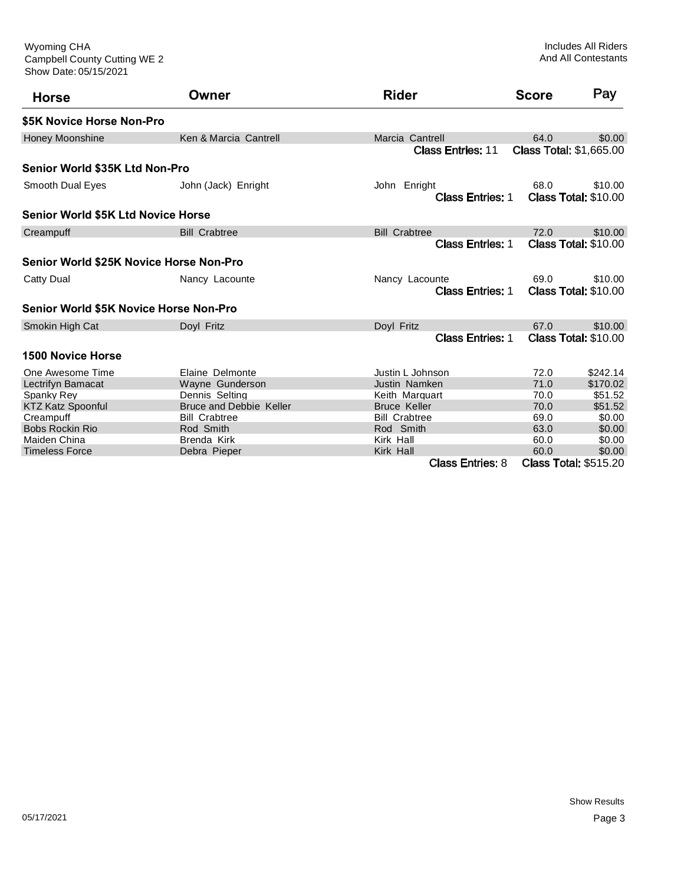Wyoming CHA
Campbell County Cutting WE 2
Show Date: 05/15/2021

Includes All Riders
And All Contestants

| Horse | Owner | Rider | Score | Pay |
|---|---|---|---|---|
| **$5K Novice Horse Non-Pro** | | | | |
| Honey Moonshine | Ken & Marcia Cantrell | Marcia Cantrell | 64.0 | $0.00 |
| | | Class Entries: 11 | Class Total: $1,665.00 | |
| **Senior World $35K Ltd Non-Pro** | | | | |
| Smooth Dual Eyes | John (Jack) Enright | John Enright | 68.0 | $10.00 |
| | | Class Entries: 1 | Class Total: $10.00 | |
| **Senior World $5K Ltd Novice Horse** | | | | |
| Creampuff | Bill Crabtree | Bill Crabtree | 72.0 | $10.00 |
| | | Class Entries: 1 | Class Total: $10.00 | |
| **Senior World $25K Novice Horse Non-Pro** | | | | |
| Catty Dual | Nancy Lacounte | Nancy Lacounte | 69.0 | $10.00 |
| | | Class Entries: 1 | Class Total: $10.00 | |
| **Senior World $5K Novice Horse Non-Pro** | | | | |
| Smokin High Cat | Doyl Fritz | Doyl Fritz | 67.0 | $10.00 |
| | | Class Entries: 1 | Class Total: $10.00 | |
| **1500 Novice Horse** | | | | |
| One Awesome Time | Elaine Delmonte | Justin L Johnson | 72.0 | $242.14 |
| Lectrifyn Bamacat | Wayne Gunderson | Justin Namken | 71.0 | $170.02 |
| Spanky Rey | Dennis Selting | Keith Marquart | 70.0 | $51.52 |
| KTZ Katz Spoonful | Bruce and Debbie Keller | Bruce Keller | 70.0 | $51.52 |
| Creampuff | Bill Crabtree | Bill Crabtree | 69.0 | $0.00 |
| Bobs Rockin Rio | Rod Smith | Rod Smith | 63.0 | $0.00 |
| Maiden China | Brenda Kirk | Kirk Hall | 60.0 | $0.00 |
| Timeless Force | Debra Pieper | Kirk Hall | 60.0 | $0.00 |
| | | Class Entries: 8 | Class Total: $515.20 | |

05/17/2021

Show Results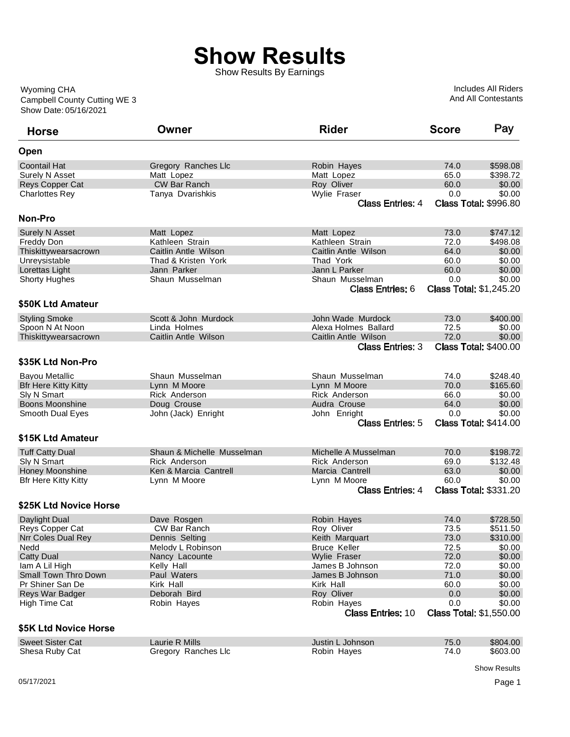# Show Results

Show Results By Earnings

Wyoming CHA
Campbell County Cutting WE 3
Show Date: 05/16/2021

Includes All Riders
And All Contestants

| Horse | Owner | Rider | Score | Pay |
|---|---|---|---|---|
| **Open** | | | | |
| Coontail Hat | Gregory Ranches Llc | Robin Hayes | 74.0 | $598.08 |
| Surely N Asset | Matt Lopez | Matt Lopez | 65.0 | $398.72 |
| Reys Copper Cat | CW Bar Ranch | Roy Oliver | 60.0 | $0.00 |
| Charlottes Rey | Tanya Dvarishkis | Wylie Fraser | 0.0 | $0.00 |
| | | Class Entries: 4 | Class Total: $996.80 | |
| **Non-Pro** | | | | |
| Surely N Asset | Matt Lopez | Matt Lopez | 73.0 | $747.12 |
| Freddy Don | Kathleen Strain | Kathleen Strain | 72.0 | $498.08 |
| Thiskittywearsacrown | Caitlin Antle Wilson | Caitlin Antle Wilson | 64.0 | $0.00 |
| Unreysistable | Thad & Kristen York | Thad York | 60.0 | $0.00 |
| Lorettas Light | Jann Parker | Jann L Parker | 60.0 | $0.00 |
| Shorty Hughes | Shaun Musselman | Shaun Musselman | 0.0 | $0.00 |
| | | Class Entries: 6 | Class Total: $1,245.20 | |
| **$50K Ltd Amateur** | | | | |
| Styling Smoke | Scott & John Murdock | John Wade Murdock | 73.0 | $400.00 |
| Spoon N At Noon | Linda Holmes | Alexa Holmes Ballard | 72.5 | $0.00 |
| Thiskittywearsacrown | Caitlin Antle Wilson | Caitlin Antle Wilson | 72.0 | $0.00 |
| | | Class Entries: 3 | Class Total: $400.00 | |
| **$35K Ltd Non-Pro** | | | | |
| Bayou Metallic | Shaun Musselman | Shaun Musselman | 74.0 | $248.40 |
| Bfr Here Kitty Kitty | Lynn M Moore | Lynn M Moore | 70.0 | $165.60 |
| Sly N Smart | Rick Anderson | Rick Anderson | 66.0 | $0.00 |
| Boons Moonshine | Doug Crouse | Audra Crouse | 64.0 | $0.00 |
| Smooth Dual Eyes | John (Jack) Enright | John Enright | 0.0 | $0.00 |
| | | Class Entries: 5 | Class Total: $414.00 | |
| **$15K Ltd Amateur** | | | | |
| Tuff Catty Dual | Shaun & Michelle Musselman | Michelle A Musselman | 70.0 | $198.72 |
| Sly N Smart | Rick Anderson | Rick Anderson | 69.0 | $132.48 |
| Honey Moonshine | Ken & Marcia Cantrell | Marcia Cantrell | 63.0 | $0.00 |
| Bfr Here Kitty Kitty | Lynn M Moore | Lynn M Moore | 60.0 | $0.00 |
| | | Class Entries: 4 | Class Total: $331.20 | |
| **$25K Ltd Novice Horse** | | | | |
| Daylight Dual | Dave Rosgen | Robin Hayes | 74.0 | $728.50 |
| Reys Copper Cat | CW Bar Ranch | Roy Oliver | 73.5 | $511.50 |
| Nrr Coles Dual Rey | Dennis Selting | Keith Marquart | 73.0 | $310.00 |
| Nedd | Melody L Robinson | Bruce Keller | 72.5 | $0.00 |
| Catty Dual | Nancy Lacounte | Wylie Fraser | 72.0 | $0.00 |
| Iam A Lil High | Kelly Hall | James B Johnson | 72.0 | $0.00 |
| Small Town Thro Down | Paul Waters | James B Johnson | 71.0 | $0.00 |
| Pr Shiner San De | Kirk Hall | Kirk Hall | 60.0 | $0.00 |
| Reys War Badger | Deborah Bird | Roy Oliver | 0.0 | $0.00 |
| High Time Cat | Robin Hayes | Robin Hayes | 0.0 | $0.00 |
| | | Class Entries: 10 | Class Total: $1,550.00 | |
| **$5K Ltd Novice Horse** | | | | |
| Sweet Sister Cat | Laurie R Mills | Justin L Johnson | 75.0 | $804.00 |
| Shesa Ruby Cat | Gregory Ranches Llc | Robin Hayes | 74.0 | $603.00 |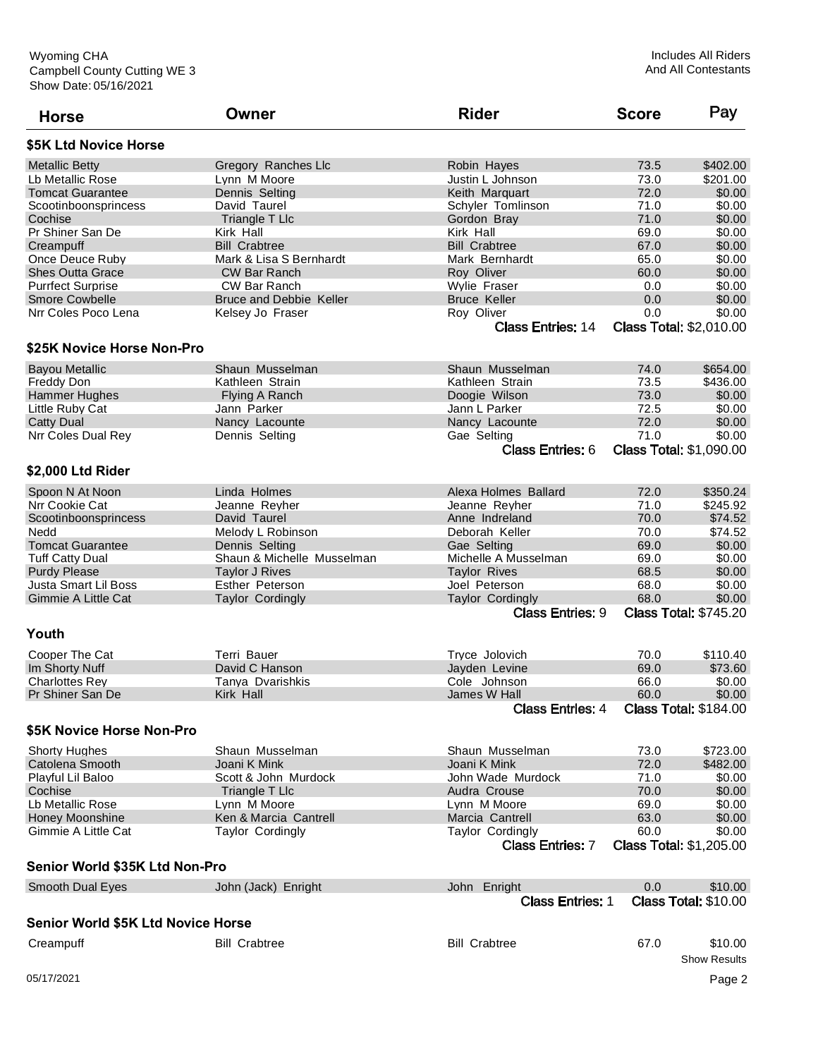Wyoming CHA
Campbell County Cutting WE 3
Show Date: 05/16/2021

Includes All Riders
And All Contestants

| Horse | Owner | Rider | Score | Pay |
|---|---|---|---|---|

### $5K Ltd Novice Horse

| Horse | Owner | Rider | Score | Pay |
|---|---|---|---|---|
| Metallic Betty | Gregory Ranches Llc | Robin Hayes | 73.5 | $402.00 |
| Lb Metallic Rose | Lynn M Moore | Justin L Johnson | 73.0 | $201.00 |
| Tomcat Guarantee | Dennis Selting | Keith Marquart | 72.0 | $0.00 |
| Scootinboonsprincess | David Taurel | Schyler Tomlinson | 71.0 | $0.00 |
| Cochise | Triangle T Llc | Gordon Bray | 71.0 | $0.00 |
| Pr Shiner San De | Kirk Hall | Kirk Hall | 69.0 | $0.00 |
| Creampuff | Bill Crabtree | Bill Crabtree | 67.0 | $0.00 |
| Once Deuce Ruby | Mark & Lisa S Bernhardt | Mark Bernhardt | 65.0 | $0.00 |
| Shes Outta Grace | CW Bar Ranch | Roy Oliver | 60.0 | $0.00 |
| Purrfect Surprise | CW Bar Ranch | Wylie Fraser | 0.0 | $0.00 |
| Smore Cowbelle | Bruce and Debbie Keller | Bruce Keller | 0.0 | $0.00 |
| Nrr Coles Poco Lena | Kelsey Jo Fraser | Roy Oliver | 0.0 | $0.00 |

Class Entries: 14 Class Total: $2,010.00

### $25K Novice Horse Non-Pro

| Horse | Owner | Rider | Score | Pay |
|---|---|---|---|---|
| Bayou Metallic | Shaun Musselman | Shaun Musselman | 74.0 | $654.00 |
| Freddy Don | Kathleen Strain | Kathleen Strain | 73.5 | $436.00 |
| Hammer Hughes | Flying A Ranch | Doogie Wilson | 73.0 | $0.00 |
| Little Ruby Cat | Jann Parker | Jann L Parker | 72.5 | $0.00 |
| Catty Dual | Nancy Lacounte | Nancy Lacounte | 72.0 | $0.00 |
| Nrr Coles Dual Rey | Dennis Selting | Gae Selting | 71.0 | $0.00 |

Class Entries: 6 Class Total: $1,090.00

### $2,000 Ltd Rider

| Horse | Owner | Rider | Score | Pay |
|---|---|---|---|---|
| Spoon N At Noon | Linda Holmes | Alexa Holmes Ballard | 72.0 | $350.24 |
| Nrr Cookie Cat | Jeanne Reyher | Jeanne Reyher | 71.0 | $245.92 |
| Scootinboonsprincess | David Taurel | Anne Indreland | 70.0 | $74.52 |
| Nedd | Melody L Robinson | Deborah Keller | 70.0 | $74.52 |
| Tomcat Guarantee | Dennis Selting | Gae Selting | 69.0 | $0.00 |
| Tuff Catty Dual | Shaun & Michelle Musselman | Michelle A Musselman | 69.0 | $0.00 |
| Purdy Please | Taylor J Rives | Taylor Rives | 68.5 | $0.00 |
| Justa Smart Lil Boss | Esther Peterson | Joel Peterson | 68.0 | $0.00 |
| Gimmie A Little Cat | Taylor Cordingly | Taylor Cordingly | 68.0 | $0.00 |

Class Entries: 9 Class Total: $745.20

### Youth

| Horse | Owner | Rider | Score | Pay |
|---|---|---|---|---|
| Cooper The Cat | Terri Bauer | Tryce Jolovich | 70.0 | $110.40 |
| Im Shorty Nuff | David C Hanson | Jayden Levine | 69.0 | $73.60 |
| Charlottes Rey | Tanya Dvarishkis | Cole Johnson | 66.0 | $0.00 |
| Pr Shiner San De | Kirk Hall | James W Hall | 60.0 | $0.00 |

Class Entries: 4 Class Total: $184.00

### $5K Novice Horse Non-Pro

| Horse | Owner | Rider | Score | Pay |
|---|---|---|---|---|
| Shorty Hughes | Shaun Musselman | Shaun Musselman | 73.0 | $723.00 |
| Catolena Smooth | Joani K Mink | Joani K Mink | 72.0 | $482.00 |
| Playful Lil Baloo | Scott & John Murdock | John Wade Murdock | 71.0 | $0.00 |
| Cochise | Triangle T Llc | Audra Crouse | 70.0 | $0.00 |
| Lb Metallic Rose | Lynn M Moore | Lynn M Moore | 69.0 | $0.00 |
| Honey Moonshine | Ken & Marcia Cantrell | Marcia Cantrell | 63.0 | $0.00 |
| Gimmie A Little Cat | Taylor Cordingly | Taylor Cordingly | 60.0 | $0.00 |

Class Entries: 7 Class Total: $1,205.00

### Senior World $35K Ltd Non-Pro

| Horse | Owner | Rider | Score | Pay |
|---|---|---|---|---|
| Smooth Dual Eyes | John (Jack) Enright | John Enright | 0.0 | $10.00 |

Class Entries: 1 Class Total: $10.00

### Senior World $5K Ltd Novice Horse

| Horse | Owner | Rider | Score | Pay |
|---|---|---|---|---|
| Creampuff | Bill Crabtree | Bill Crabtree | 67.0 | $10.00 |

Show Results

05/17/2021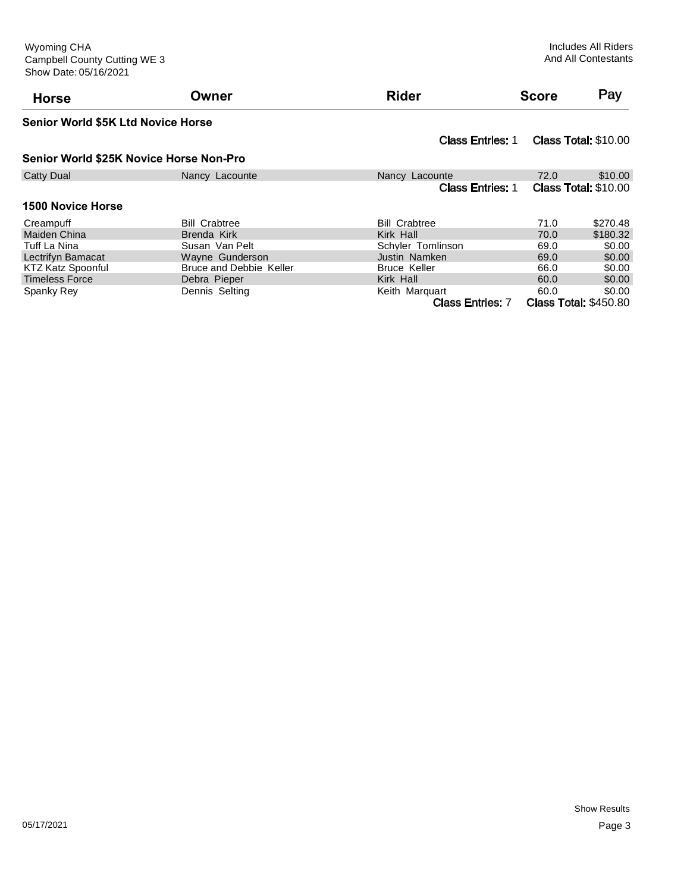Wyoming CHA
Campbell County Cutting WE 3
Show Date: 05/16/2021

Includes All Riders
And All Contestants

| Horse | Owner | Rider | Score | Pay |
|---|---|---|---|---|
| **Senior World $5K Ltd Novice Horse** | | | | |
| | | Class Entries: 1 | | Class Total: $10.00 |
| **Senior World $25K Novice Horse Non-Pro** | | | | |
| Catty Dual | Nancy Lacounte | Nancy Lacounte | 72.0 | $10.00 |
| | | Class Entries: 1 | | Class Total: $10.00 |
| **1500 Novice Horse** | | | | |
| Creampuff | Bill Crabtree | Bill Crabtree | 71.0 | $270.48 |
| Maiden China | Brenda Kirk | Kirk Hall | 70.0 | $180.32 |
| Tuff La Nina | Susan Van Pelt | Schyler Tomlinson | 69.0 | $0.00 |
| Lectrifyn Bamacat | Wayne Gunderson | Justin Namken | 69.0 | $0.00 |
| KTZ Katz Spoonful | Bruce and Debbie Keller | Bruce Keller | 66.0 | $0.00 |
| Timeless Force | Debra Pieper | Kirk Hall | 60.0 | $0.00 |
| Spanky Rey | Dennis Selting | Keith Marquart | 60.0 | $0.00 |
| | | Class Entries: 7 | | Class Total: $450.80 |

05/17/2021

Show Results